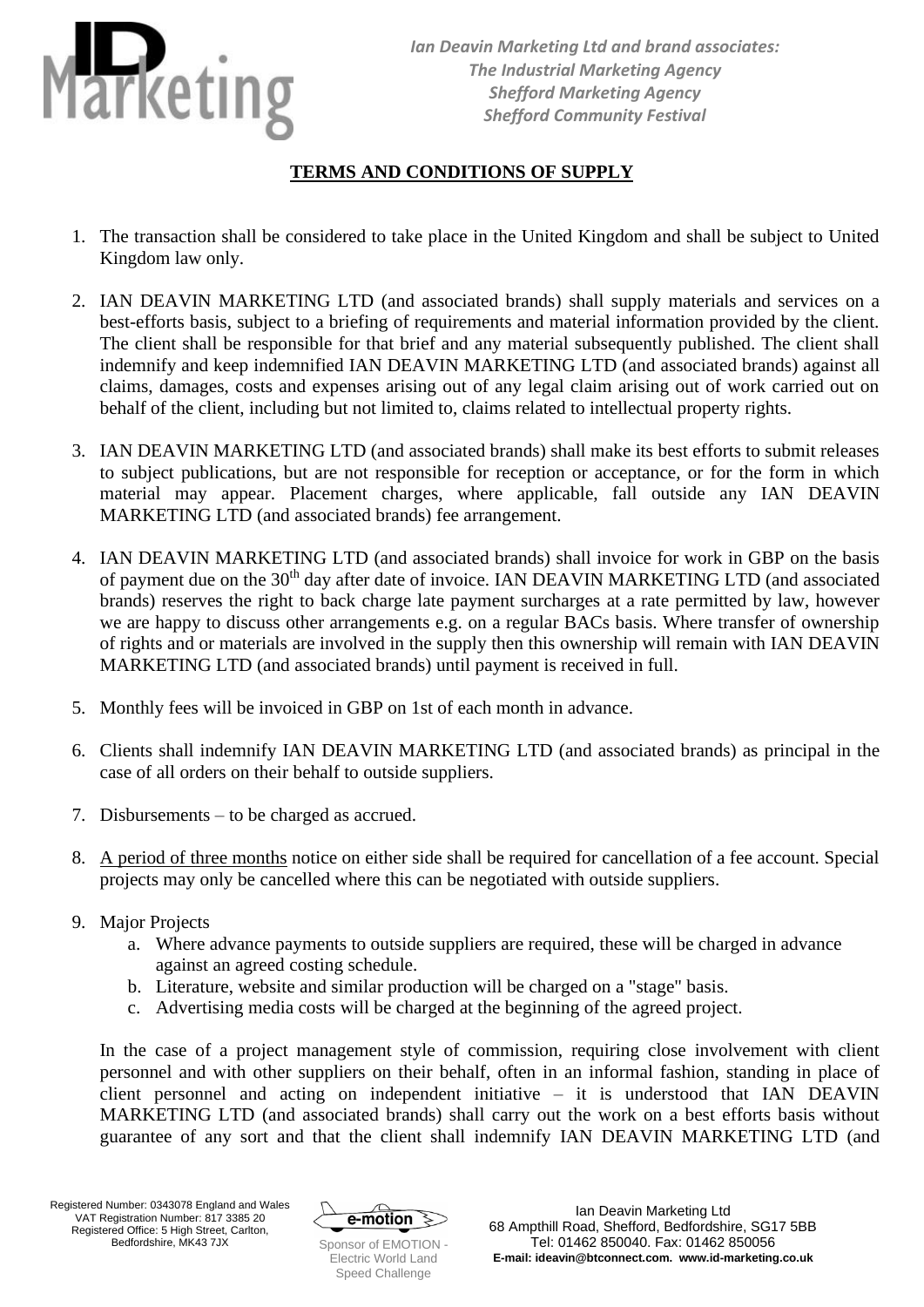*Ian Deavin Marketing Ltd and brand associates:*
*The Industrial Marketing Agency*
*Shefford Marketing Agency*
*Shefford Community Festival*

## TERMS AND CONDITIONS OF SUPPLY

1. The transaction shall be considered to take place in the United Kingdom and shall be subject to United Kingdom law only.

2. IAN DEAVIN MARKETING LTD (and associated brands) shall supply materials and services on a best-efforts basis, subject to a briefing of requirements and material information provided by the client. The client shall be responsible for that brief and any material subsequently published. The client shall indemnify and keep indemnified IAN DEAVIN MARKETING LTD (and associated brands) against all claims, damages, costs and expenses arising out of any legal claim arising out of work carried out on behalf of the client, including but not limited to, claims related to intellectual property rights.

3. IAN DEAVIN MARKETING LTD (and associated brands) shall make its best efforts to submit releases to subject publications, but are not responsible for reception or acceptance, or for the form in which material may appear. Placement charges, where applicable, fall outside any IAN DEAVIN MARKETING LTD (and associated brands) fee arrangement.

4. IAN DEAVIN MARKETING LTD (and associated brands) shall invoice for work in GBP on the basis of payment due on the 30th day after date of invoice. IAN DEAVIN MARKETING LTD (and associated brands) reserves the right to back charge late payment surcharges at a rate permitted by law, however we are happy to discuss other arrangements e.g. on a regular BACs basis. Where transfer of ownership of rights and or materials are involved in the supply then this ownership will remain with IAN DEAVIN MARKETING LTD (and associated brands) until payment is received in full.

5. Monthly fees will be invoiced in GBP on 1st of each month in advance.

6. Clients shall indemnify IAN DEAVIN MARKETING LTD (and associated brands) as principal in the case of all orders on their behalf to outside suppliers.

7. Disbursements – to be charged as accrued.

8. A period of three months notice on either side shall be required for cancellation of a fee account. Special projects may only be cancelled where this can be negotiated with outside suppliers.

9. Major Projects
   a. Where advance payments to outside suppliers are required, these will be charged in advance against an agreed costing schedule.
   b. Literature, website and similar production will be charged on a "stage" basis.
   c. Advertising media costs will be charged at the beginning of the agreed project.

   In the case of a project management style of commission, requiring close involvement with client personnel and with other suppliers on their behalf, often in an informal fashion, standing in place of client personnel and acting on independent initiative – it is understood that IAN DEAVIN MARKETING LTD (and associated brands) shall carry out the work on a best efforts basis without guarantee of any sort and that the client shall indemnify IAN DEAVIN MARKETING LTD (and

Registered Number: 0343078 England and Wales
VAT Registration Number: 817 3385 20
Registered Office: 5 High Street, Carlton, Bedfordshire, MK43 7JX

Sponsor of EMOTION - Electric World Land Speed Challenge

Ian Deavin Marketing Ltd
68 Ampthill Road, Shefford, Bedfordshire, SG17 5BB
Tel: 01462 850040. Fax: 01462 850056
**E-mail: ideavin@btconnect.com. www.id-marketing.co.uk**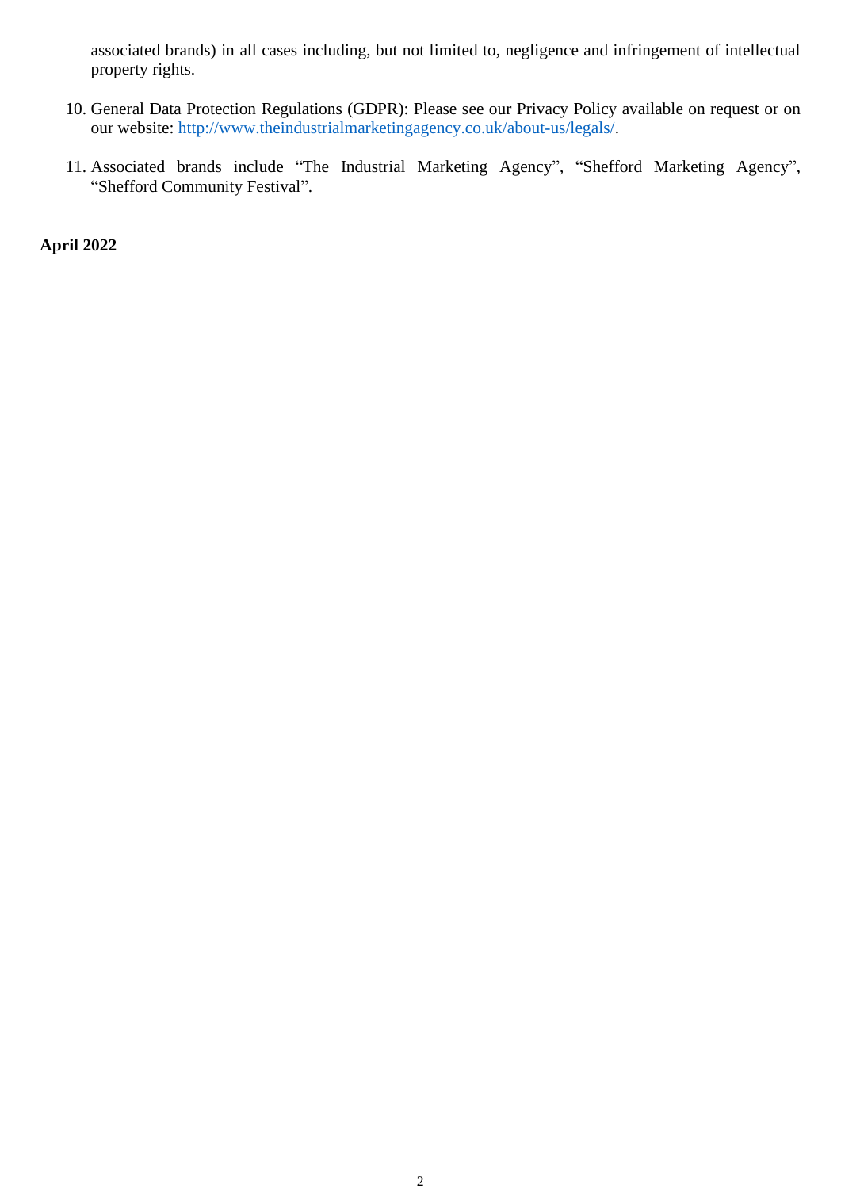associated brands) in all cases including, but not limited to, negligence and infringement of intellectual property rights.

10. General Data Protection Regulations (GDPR): Please see our Privacy Policy available on request or on our website: http://www.theindustrialmarketingagency.co.uk/about-us/legals/.

11. Associated brands include "The Industrial Marketing Agency", "Shefford Marketing Agency", "Shefford Community Festival".

**April 2022**